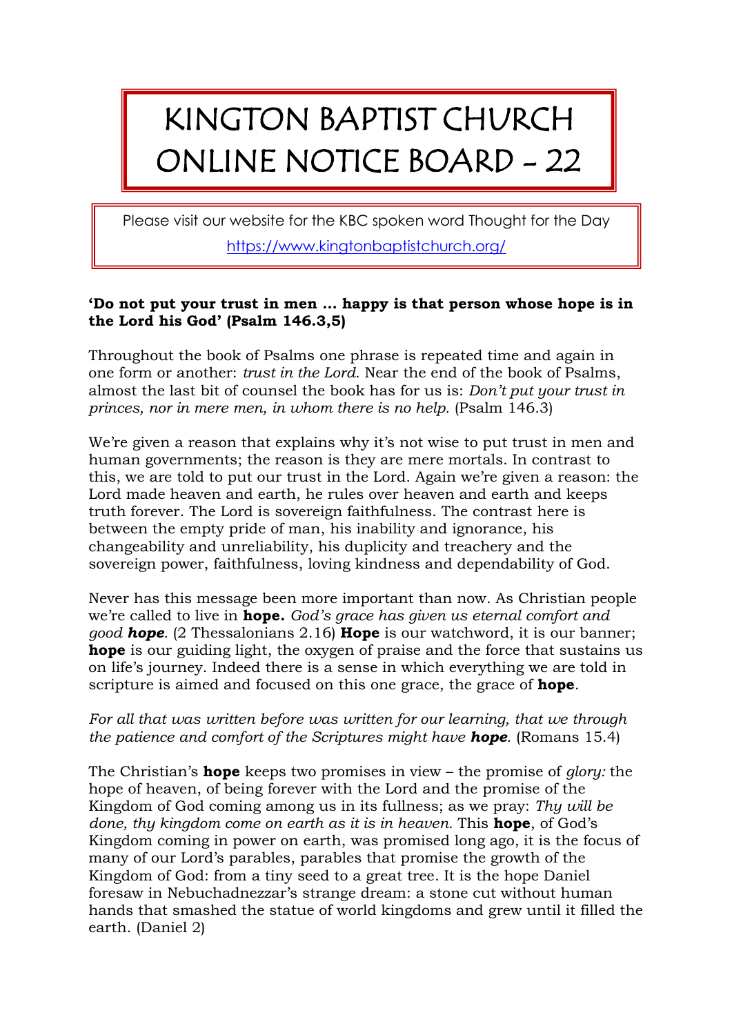# KINGTON BAPTIST CHURCH ONLINE NOTICE BOARD - 22

Please visit our website for the KBC spoken word Thought for the Day
https://www.kingtonbaptistchurch.org/

**'Do not put your trust in men … happy is that person whose hope is in the Lord his God' (Psalm 146.3,5)**

Throughout the book of Psalms one phrase is repeated time and again in one form or another: *trust in the Lord.* Near the end of the book of Psalms, almost the last bit of counsel the book has for us is: *Don't put your trust in princes, nor in mere men, in whom there is no help.* (Psalm 146.3)

We're given a reason that explains why it's not wise to put trust in men and human governments; the reason is they are mere mortals. In contrast to this, we are told to put our trust in the Lord. Again we're given a reason: the Lord made heaven and earth, he rules over heaven and earth and keeps truth forever. The Lord is sovereign faithfulness. The contrast here is between the empty pride of man, his inability and ignorance, his changeability and unreliability, his duplicity and treachery and the sovereign power, faithfulness, loving kindness and dependability of God.

Never has this message been more important than now. As Christian people we're called to live in **hope.** *God's grace has given us eternal comfort and good **hope**.* (2 Thessalonians 2.16) **Hope** is our watchword, it is our banner; **hope** is our guiding light, the oxygen of praise and the force that sustains us on life's journey. Indeed there is a sense in which everything we are told in scripture is aimed and focused on this one grace, the grace of **hope**.

*For all that was written before was written for our learning, that we through the patience and comfort of the Scriptures might have **hope**.* (Romans 15.4)

The Christian's **hope** keeps two promises in view – the promise of *glory:* the hope of heaven, of being forever with the Lord and the promise of the Kingdom of God coming among us in its fullness; as we pray: *Thy will be done, thy kingdom come on earth as it is in heaven.* This **hope**, of God's Kingdom coming in power on earth, was promised long ago, it is the focus of many of our Lord's parables, parables that promise the growth of the Kingdom of God: from a tiny seed to a great tree. It is the hope Daniel foresaw in Nebuchadnezzar's strange dream: a stone cut without human hands that smashed the statue of world kingdoms and grew until it filled the earth. (Daniel 2)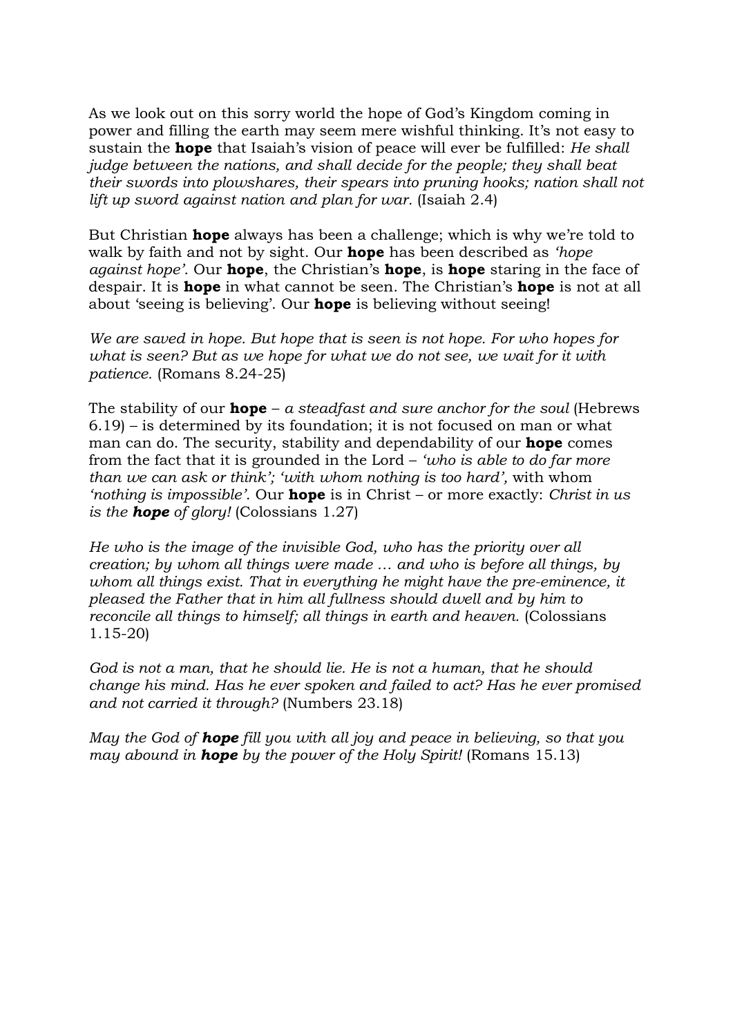As we look out on this sorry world the hope of God's Kingdom coming in power and filling the earth may seem mere wishful thinking. It's not easy to sustain the **hope** that Isaiah's vision of peace will ever be fulfilled: *He shall judge between the nations, and shall decide for the people; they shall beat their swords into plowshares, their spears into pruning hooks; nation shall not lift up sword against nation and plan for war.* (Isaiah 2.4)

But Christian **hope** always has been a challenge; which is why we're told to walk by faith and not by sight. Our **hope** has been described as *'hope against hope'*. Our **hope**, the Christian's **hope**, is **hope** staring in the face of despair. It is **hope** in what cannot be seen. The Christian's **hope** is not at all about 'seeing is believing'. Our **hope** is believing without seeing!

*We are saved in hope. But hope that is seen is not hope. For who hopes for what is seen? But as we hope for what we do not see, we wait for it with patience.* (Romans 8.24-25)

The stability of our **hope** – *a steadfast and sure anchor for the soul* (Hebrews 6.19) – is determined by its foundation; it is not focused on man or what man can do. The security, stability and dependability of our **hope** comes from the fact that it is grounded in the Lord – *'who is able to do far more than we can ask or think'; 'with whom nothing is too hard',* with whom *'nothing is impossible'*. Our **hope** is in Christ – or more exactly: *Christ in us is the **hope** of glory!* (Colossians 1.27)

*He who is the image of the invisible God, who has the priority over all creation; by whom all things were made … and who is before all things, by whom all things exist. That in everything he might have the pre-eminence, it pleased the Father that in him all fullness should dwell and by him to reconcile all things to himself; all things in earth and heaven.* (Colossians 1.15-20)

*God is not a man, that he should lie. He is not a human, that he should change his mind. Has he ever spoken and failed to act? Has he ever promised and not carried it through?* (Numbers 23.18)

*May the God of **hope** fill you with all joy and peace in believing, so that you may abound in **hope** by the power of the Holy Spirit!* (Romans 15.13)